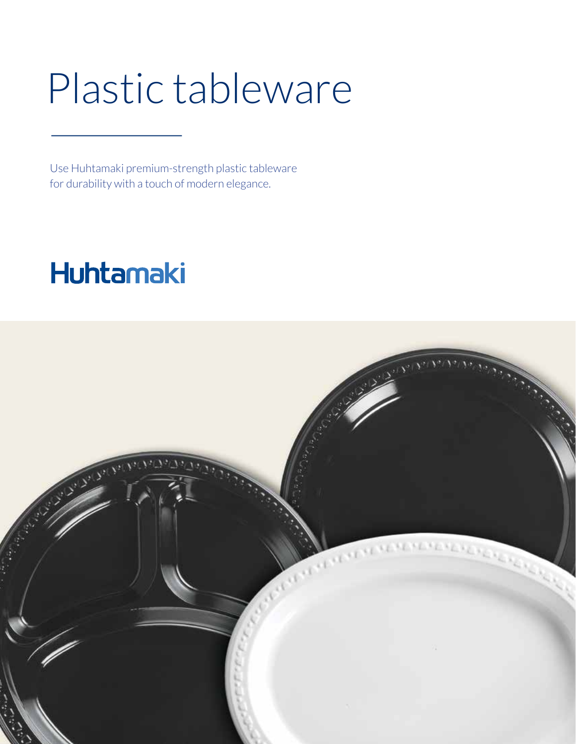# Plastic tableware

Use Huhtamaki premium-strength plastic tableware for durability with a touch of modern elegance.

Huhtamaki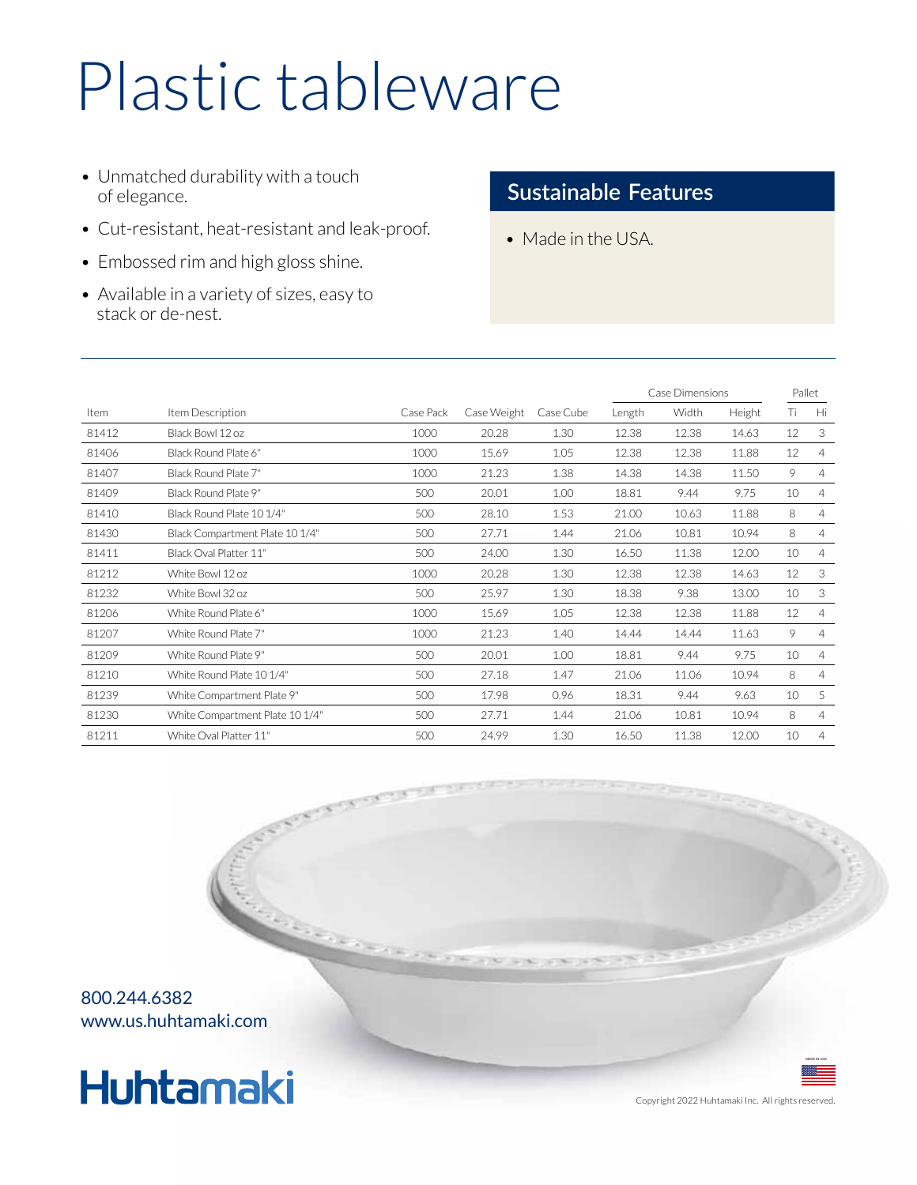# Plastic tableware

- Unmatched durability with a touch of elegance.
- Cut-resistant, heat-resistant and leak-proof.
- Embossed rim and high gloss shine.
- Available in a variety of sizes, easy to stack or de-nest.

## Sustainable Features

- Made in the USA.

| | | | | | Case Dimensions | | | Pallet | |
|---|---|---|---|---|---|---|---|---|---|
| Item | Item Description | Case Pack | Case Weight | Case Cube | Length | Width | Height | Ti | Hi |
| 81412 | Black Bowl 12 oz | 1000 | 20.28 | 1.30 | 12.38 | 12.38 | 14.63 | 12 | 3 |
| 81406 | Black Round Plate 6" | 1000 | 15.69 | 1.05 | 12.38 | 12.38 | 11.88 | 12 | 4 |
| 81407 | Black Round Plate 7" | 1000 | 21.23 | 1.38 | 14.38 | 14.38 | 11.50 | 9 | 4 |
| 81409 | Black Round Plate 9" | 500 | 20.01 | 1.00 | 18.81 | 9.44 | 9.75 | 10 | 4 |
| 81410 | Black Round Plate 10 1/4" | 500 | 28.10 | 1.53 | 21.00 | 10.63 | 11.88 | 8 | 4 |
| 81430 | Black Compartment Plate 10 1/4" | 500 | 27.71 | 1.44 | 21.06 | 10.81 | 10.94 | 8 | 4 |
| 81411 | Black Oval Platter 11" | 500 | 24.00 | 1.30 | 16.50 | 11.38 | 12.00 | 10 | 4 |
| 81212 | White Bowl 12 oz | 1000 | 20.28 | 1.30 | 12.38 | 12.38 | 14.63 | 12 | 3 |
| 81232 | White Bowl 32 oz | 500 | 25.97 | 1.30 | 18.38 | 9.38 | 13.00 | 10 | 3 |
| 81206 | White Round Plate 6" | 1000 | 15.69 | 1.05 | 12.38 | 12.38 | 11.88 | 12 | 4 |
| 81207 | White Round Plate 7" | 1000 | 21.23 | 1.40 | 14.44 | 14.44 | 11.63 | 9 | 4 |
| 81209 | White Round Plate 9" | 500 | 20.01 | 1.00 | 18.81 | 9.44 | 9.75 | 10 | 4 |
| 81210 | White Round Plate 10 1/4" | 500 | 27.18 | 1.47 | 21.06 | 11.06 | 10.94 | 8 | 4 |
| 81239 | White Compartment Plate 9" | 500 | 17.98 | 0.96 | 18.31 | 9.44 | 9.63 | 10 | 5 |
| 81230 | White Compartment Plate 10 1/4" | 500 | 27.71 | 1.44 | 21.06 | 10.81 | 10.94 | 8 | 4 |
| 81211 | White Oval Platter 11" | 500 | 24.99 | 1.30 | 16.50 | 11.38 | 12.00 | 10 | 4 |

800.244.6382
www.us.huhtamaki.com

Huhtamaki

Copyright 2022 Huhtamaki Inc. All rights reserved.